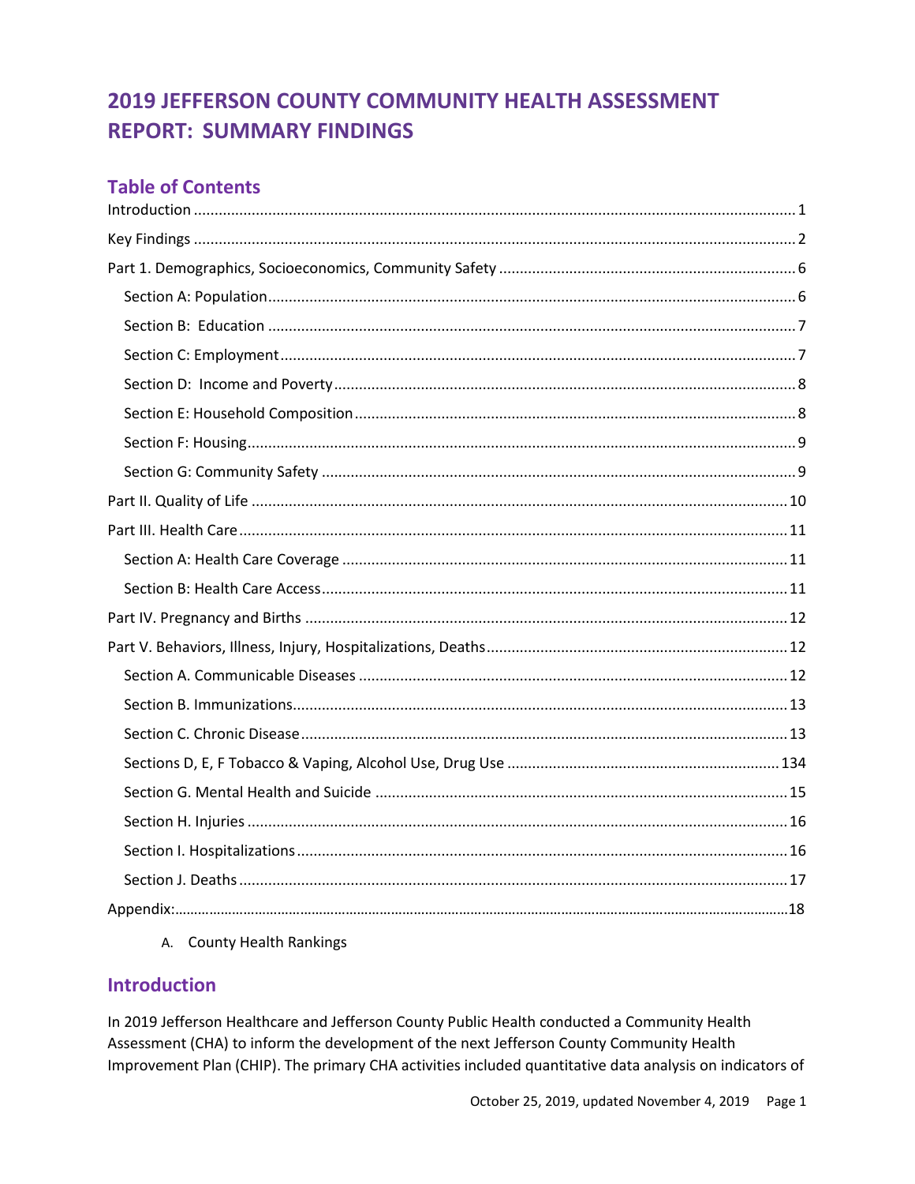# 2019 JEFFERSON COUNTY COMMUNITY HEALTH ASSESSMENT REPORT: SUMMARY FINDINGS

## Table of Contents

Introduction ..... 1

Key Findings ..... 2

Part 1. Demographics, Socioeconomics, Community Safety ..... 6

- Section A: Population ..... 6
- Section B: Education ..... 7
- Section C: Employment ..... 7
- Section D: Income and Poverty ..... 8
- Section E: Household Composition ..... 8
- Section F: Housing ..... 9
- Section G: Community Safety ..... 9

Part II. Quality of Life ..... 10

Part III. Health Care ..... 11

- Section A: Health Care Coverage ..... 11
- Section B: Health Care Access ..... 11

Part IV. Pregnancy and Births ..... 12

Part V. Behaviors, Illness, Injury, Hospitalizations, Deaths ..... 12

- Section A. Communicable Diseases ..... 12
- Section B. Immunizations ..... 13
- Section C. Chronic Disease ..... 13
- Sections D, E, F Tobacco & Vaping, Alcohol Use, Drug Use ..... 134
- Section G. Mental Health and Suicide ..... 15
- Section H. Injuries ..... 16
- Section I. Hospitalizations ..... 16
- Section J. Deaths ..... 17

Appendix: ..... 18

A. County Health Rankings

## Introduction

In 2019 Jefferson Healthcare and Jefferson County Public Health conducted a Community Health Assessment (CHA) to inform the development of the next Jefferson County Community Health Improvement Plan (CHIP). The primary CHA activities included quantitative data analysis on indicators of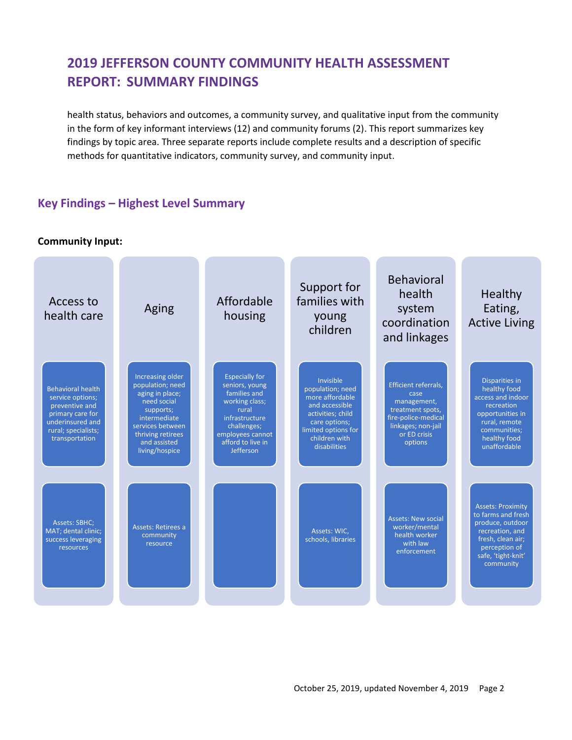# 2019 JEFFERSON COUNTY COMMUNITY HEALTH ASSESSMENT REPORT: SUMMARY FINDINGS

health status, behaviors and outcomes, a community survey, and qualitative input from the community in the form of key informant interviews (12) and community forums (2). This report summarizes key findings by topic area. Three separate reports include complete results and a description of specific methods for quantitative indicators, community survey, and community input.

## Key Findings – Highest Level Summary

**Community Input:**

| Access to health care | Aging | Affordable housing | Support for families with young children | Behavioral health system coordination and linkages | Healthy Eating, Active Living |
|---|---|---|---|---|---|
| Behavioral health service options; preventive and primary care for underinsured and rural; specialists; transportation | Increasing older population; need aging in place; need social supports; intermediate services between thriving retirees and assisted living/hospice | Especially for seniors, young families and working class; rural infrastructure challenges; employees cannot afford to live in Jefferson | Invisible population; need more affordable and accessible activities; child care options; limited options for children with disabilities | Efficient referrals, case management, treatment spots, fire-police-medical linkages; non-jail or ED crisis options | Disparities in healthy food access and indoor recreation opportunities in rural, remote communities; healthy food unaffordable |
| Assets: SBHC; MAT; dental clinic; success leveraging resources | Assets: Retirees a community resource | | Assets: WIC, schools, libraries | Assets: New social worker/mental health worker with law enforcement | Assets: Proximity to farms and fresh produce, outdoor recreation, and fresh, clean air; perception of safe, 'tight-knit' community |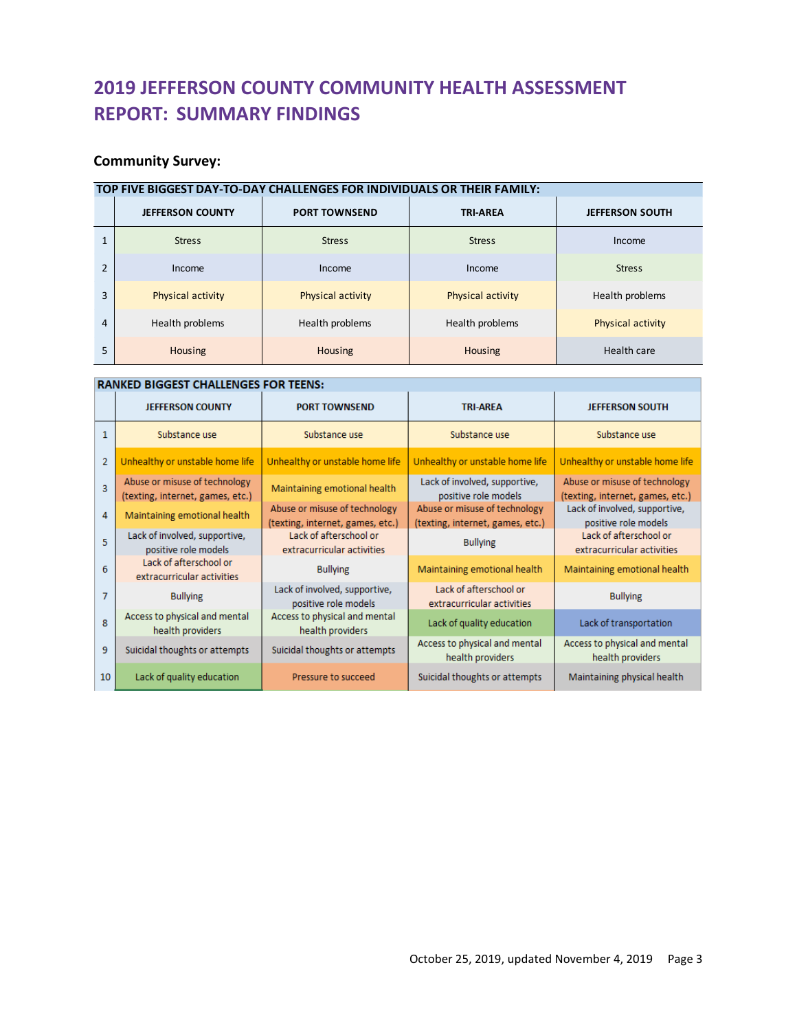# 2019 JEFFERSON COUNTY COMMUNITY HEALTH ASSESSMENT REPORT: SUMMARY FINDINGS

**Community Survey:**

| TOP FIVE BIGGEST DAY-TO-DAY CHALLENGES FOR INDIVIDUALS OR THEIR FAMILY: | | | | |
|---|---|---|---|---|
| | JEFFERSON COUNTY | PORT TOWNSEND | TRI-AREA | JEFFERSON SOUTH |
| 1 | Stress | Stress | Stress | Income |
| 2 | Income | Income | Income | Stress |
| 3 | Physical activity | Physical activity | Physical activity | Health problems |
| 4 | Health problems | Health problems | Health problems | Physical activity |
| 5 | Housing | Housing | Housing | Health care |

| RANKED BIGGEST CHALLENGES FOR TEENS: | | | | |
|---|---|---|---|---|
| | JEFFERSON COUNTY | PORT TOWNSEND | TRI-AREA | JEFFERSON SOUTH |
| 1 | Substance use | Substance use | Substance use | Substance use |
| 2 | Unhealthy or unstable home life | Unhealthy or unstable home life | Unhealthy or unstable home life | Unhealthy or unstable home life |
| 3 | Abuse or misuse of technology (texting, internet, games, etc.) | Maintaining emotional health | Lack of involved, supportive, positive role models | Abuse or misuse of technology (texting, internet, games, etc.) |
| 4 | Maintaining emotional health | Abuse or misuse of technology (texting, internet, games, etc.) | Abuse or misuse of technology (texting, internet, games, etc.) | Lack of involved, supportive, positive role models |
| 5 | Lack of involved, supportive, positive role models | Lack of afterschool or extracurricular activities | Bullying | Lack of afterschool or extracurricular activities |
| 6 | Lack of afterschool or extracurricular activities | Bullying | Maintaining emotional health | Maintaining emotional health |
| 7 | Bullying | Lack of involved, supportive, positive role models | Lack of afterschool or extracurricular activities | Bullying |
| 8 | Access to physical and mental health providers | Access to physical and mental health providers | Lack of quality education | Lack of transportation |
| 9 | Suicidal thoughts or attempts | Suicidal thoughts or attempts | Access to physical and mental health providers | Access to physical and mental health providers |
| 10 | Lack of quality education | Pressure to succeed | Suicidal thoughts or attempts | Maintaining physical health |

October 25, 2019, updated November 4, 2019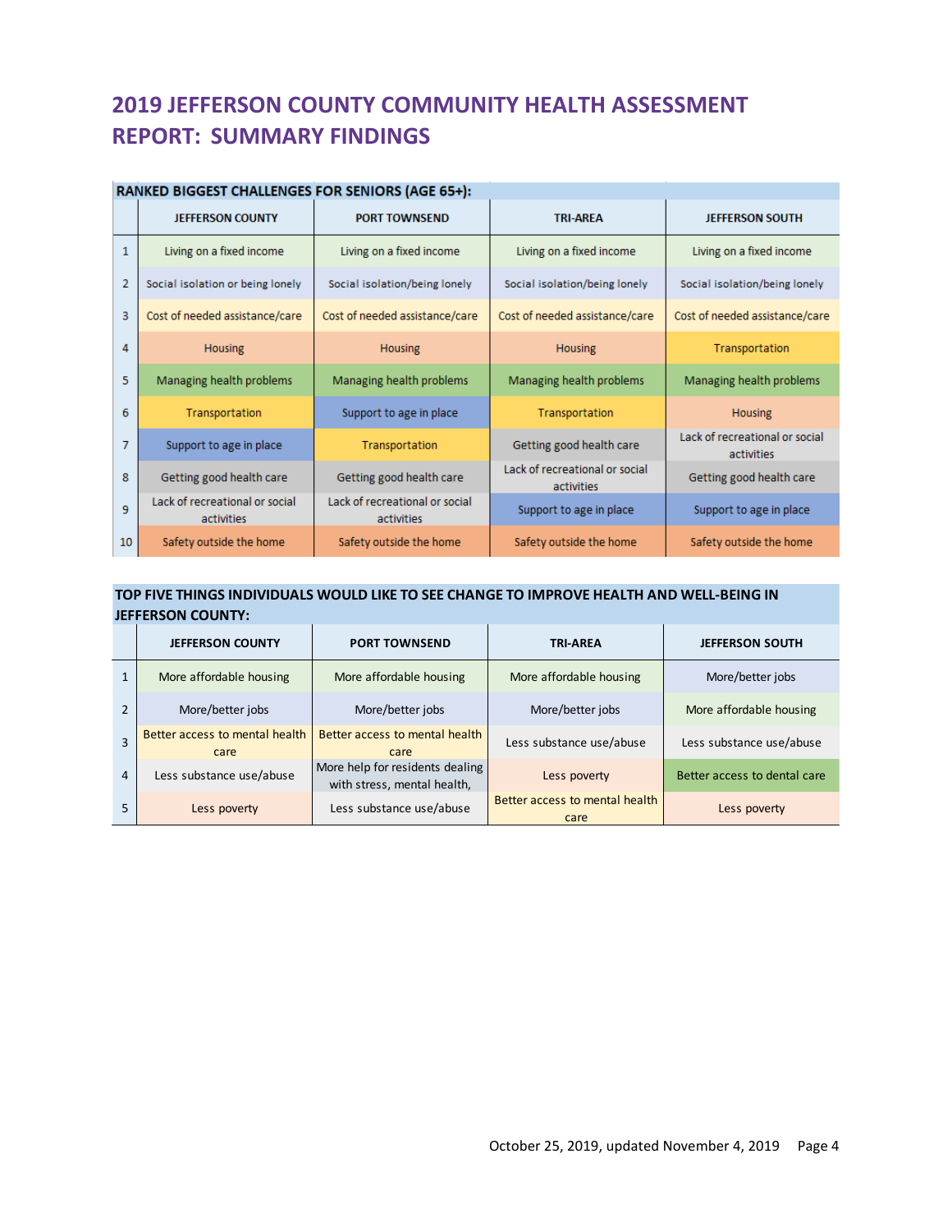# 2019 JEFFERSON COUNTY COMMUNITY HEALTH ASSESSMENT REPORT: SUMMARY FINDINGS

**RANKED BIGGEST CHALLENGES FOR SENIORS (AGE 65+):**

| | JEFFERSON COUNTY | PORT TOWNSEND | TRI-AREA | JEFFERSON SOUTH |
|---|---|---|---|---|
| 1 | Living on a fixed income | Living on a fixed income | Living on a fixed income | Living on a fixed income |
| 2 | Social isolation or being lonely | Social isolation/being lonely | Social isolation/being lonely | Social isolation/being lonely |
| 3 | Cost of needed assistance/care | Cost of needed assistance/care | Cost of needed assistance/care | Cost of needed assistance/care |
| 4 | Housing | Housing | Housing | Transportation |
| 5 | Managing health problems | Managing health problems | Managing health problems | Managing health problems |
| 6 | Transportation | Support to age in place | Transportation | Housing |
| 7 | Support to age in place | Transportation | Getting good health care | Lack of recreational or social activities |
| 8 | Getting good health care | Getting good health care | Lack of recreational or social activities | Getting good health care |
| 9 | Lack of recreational or social activities | Lack of recreational or social activities | Support to age in place | Support to age in place |
| 10 | Safety outside the home | Safety outside the home | Safety outside the home | Safety outside the home |

**TOP FIVE THINGS INDIVIDUALS WOULD LIKE TO SEE CHANGE TO IMPROVE HEALTH AND WELL-BEING IN JEFFERSON COUNTY:**

| | JEFFERSON COUNTY | PORT TOWNSEND | TRI-AREA | JEFFERSON SOUTH |
|---|---|---|---|---|
| 1 | More affordable housing | More affordable housing | More affordable housing | More/better jobs |
| 2 | More/better jobs | More/better jobs | More/better jobs | More affordable housing |
| 3 | Better access to mental health care | Better access to mental health care | Less substance use/abuse | Less substance use/abuse |
| 4 | Less substance use/abuse | More help for residents dealing with stress, mental health, | Less poverty | Better access to dental care |
| 5 | Less poverty | Less substance use/abuse | Better access to mental health care | Less poverty |

October 25, 2019, updated November 4, 2019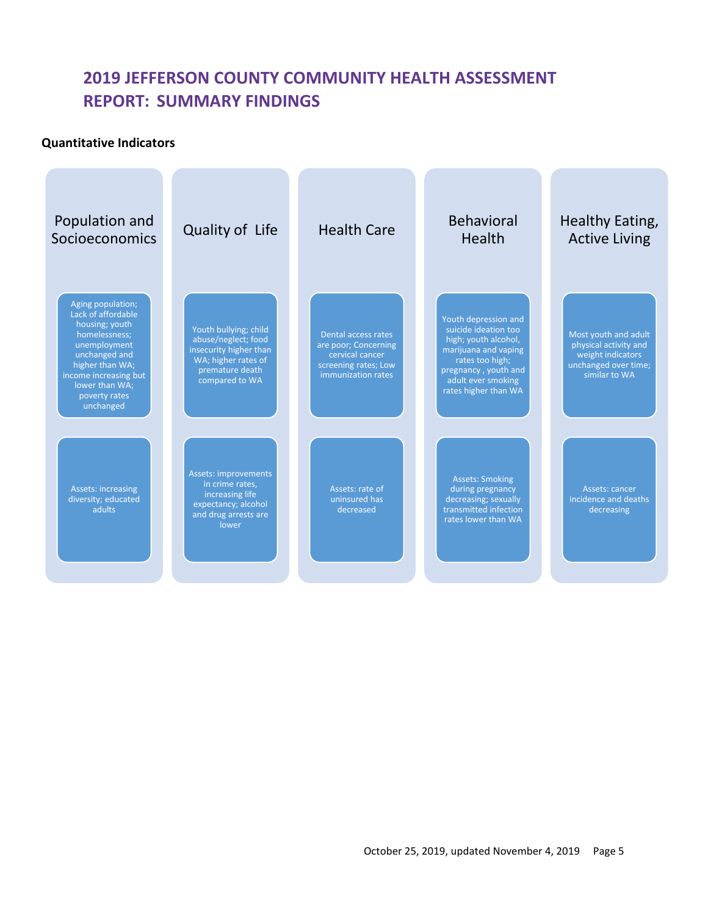# 2019 JEFFERSON COUNTY COMMUNITY HEALTH ASSESSMENT REPORT: SUMMARY FINDINGS

**Quantitative Indicators**

| Population and Socioeconomics | Quality of Life | Health Care | Behavioral Health | Healthy Eating, Active Living |
|---|---|---|---|---|
| Aging population; Lack of affordable housing; youth homelessness; unemployment unchanged and higher than WA; income increasing but lower than WA; poverty rates unchanged | Youth bullying; child abuse/neglect; food insecurity higher than WA; higher rates of premature death compared to WA | Dental access rates are poor; Concerning cervical cancer screening rates; Low immunization rates | Youth depression and suicide ideation too high; youth alcohol, marijuana and vaping rates too high; pregnancy , youth and adult ever smoking rates higher than WA | Most youth and adult physical activity and weight indicators unchanged over time; similar to WA |
| Assets: increasing diversity; educated adults | Assets: improvements in crime rates, increasing life expectancy; alcohol and drug arrests are lower | Assets: rate of uninsured has decreased | Assets: Smoking during pregnancy decreasing; sexually transmitted infection rates lower than WA | Assets: cancer incidence and deaths decreasing |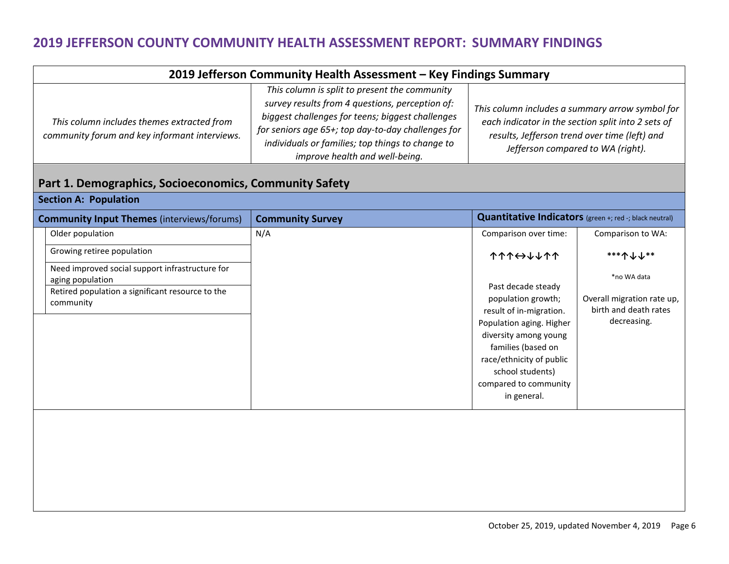# 2019 JEFFERSON COUNTY COMMUNITY HEALTH ASSESSMENT REPORT: SUMMARY FINDINGS

| 2019 Jefferson Community Health Assessment – Key Findings Summary | | |
|---|---|---|
| *This column includes themes extracted from community forum and key informant interviews.* | *This column is split to present the community survey results from 4 questions, perception of: biggest challenges for teens; biggest challenges for seniors age 65+; top day-to-day challenges for individuals or families; top things to change to improve health and well-being.* | *This column includes a summary arrow symbol for each indicator in the section split into 2 sets of results, Jefferson trend over time (left) and Jefferson compared to WA (right).* |

## Part 1. Demographics, Socioeconomics, Community Safety

### Section A: Population

| **Community Input Themes** (interviews/forums) | **Community Survey** | **Quantitative Indicators** (green +; red -; black neutral) | |
|---|---|---|---|
| Older population<br>Growing retiree population<br>Need improved social support infrastructure for aging population<br>Retired population a significant resource to the community | N/A | Comparison over time:<br><br>↑↑↑↔↓↓↑↑<br><br>Past decade steady population growth; result of in-migration. Population aging. Higher diversity among young families (based on race/ethnicity of public school students) compared to community in general. | Comparison to WA:<br><br>***↑↓↓**<br><br>*no WA data<br><br>Overall migration rate up, birth and death rates decreasing. |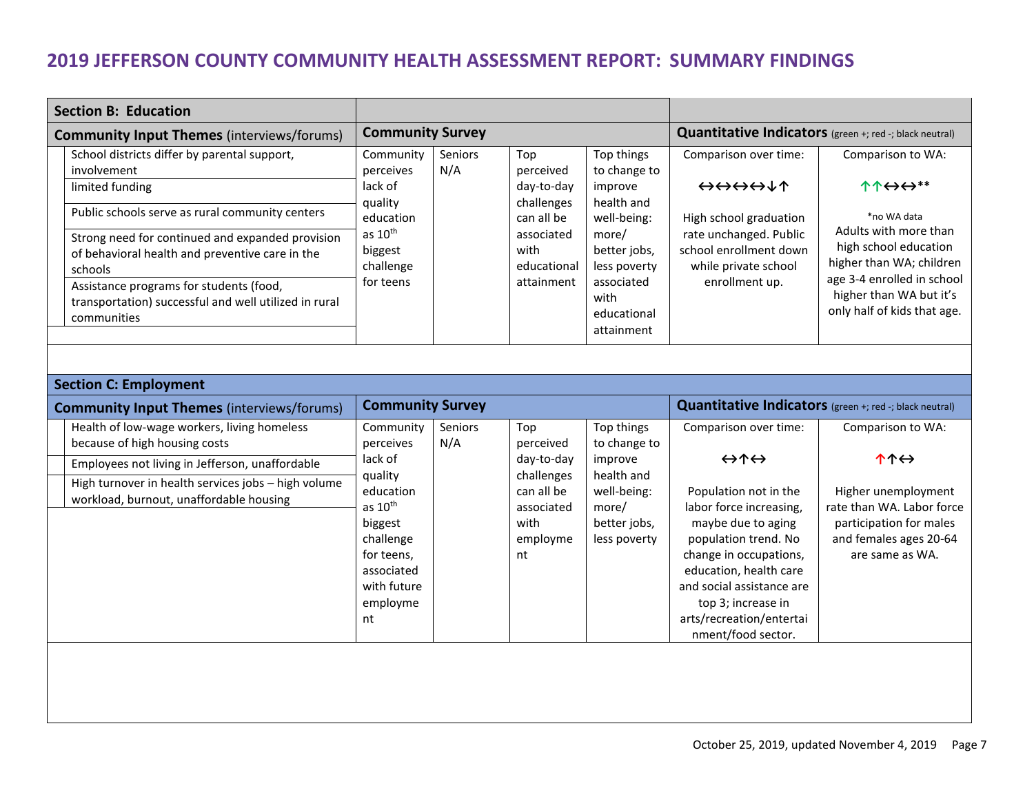# 2019 JEFFERSON COUNTY COMMUNITY HEALTH ASSESSMENT REPORT: SUMMARY FINDINGS

| Section B: Education | | | | | | |
|---|---|---|---|---|---|---|
| **Community Input Themes** (interviews/forums) | **Community Survey** | | | | **Quantitative Indicators** (green +; red -; black neutral) | |
| School districts differ by parental support, involvement<br>limited funding<br>Public schools serve as rural community centers<br>Strong need for continued and expanded provision of behavioral health and preventive care in the schools<br>Assistance programs for students (food, transportation) successful and well utilized in rural communities | Community perceives lack of quality education as 10th biggest challenge for teens | Seniors N/A | Top perceived day-to-day challenges can all be associated with educational attainment | Top things to change to improve health and well-being: more/ better jobs, less poverty associated with educational attainment | Comparison over time:<br>↔↔↔↔↓↑<br>High school graduation rate unchanged. Public school enrollment down while private school enrollment up. | Comparison to WA:<br>↑↑↔↔**<br>*no WA data<br>Adults with more than high school education higher than WA; children age 3-4 enrolled in school higher than WA but it's only half of kids that age. |

| Section C: Employment | | | | | | |
|---|---|---|---|---|---|---|
| **Community Input Themes** (interviews/forums) | **Community Survey** | | | | **Quantitative Indicators** (green +; red -; black neutral) | |
| Health of low-wage workers, living homeless because of high housing costs<br>Employees not living in Jefferson, unaffordable<br>High turnover in health services jobs – high volume workload, burnout, unaffordable housing | Community perceives lack of quality education as 10th biggest challenge for teens, associated with future employment | Seniors N/A | Top perceived day-to-day challenges can all be associated with employment | Top things to change to improve health and well-being: more/ better jobs, less poverty | Comparison over time:<br>↔↑↔<br>Population not in the labor force increasing, maybe due to aging population trend. No change in occupations, education, health care and social assistance are top 3; increase in arts/recreation/entertainment/food sector. | Comparison to WA:<br>↑↑↔<br>Higher unemployment rate than WA. Labor force participation for males and females ages 20-64 are same as WA. |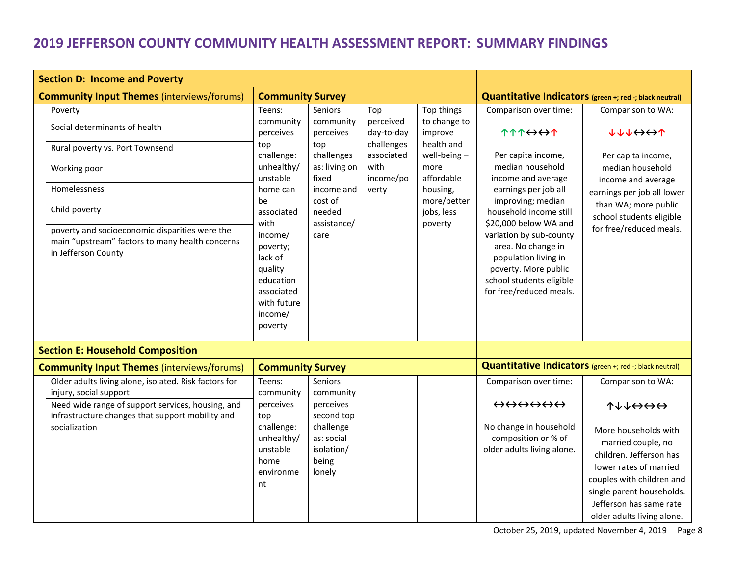# 2019 JEFFERSON COUNTY COMMUNITY HEALTH ASSESSMENT REPORT: SUMMARY FINDINGS

| **Section D: Income and Poverty** | | | | | | |
|---|---|---|---|---|---|---|
| **Community Input Themes** (interviews/forums) | **Community Survey** | | | | **Quantitative Indicators** (green +; red -; black neutral) | |
| Poverty<br>Social determinants of health<br>Rural poverty vs. Port Townsend<br>Working poor<br>Homelessness<br>Child poverty<br>poverty and socioeconomic disparities were the main "upstream" factors to many health concerns in Jefferson County | Teens: community perceives top challenge: unhealthy/ unstable home can be associated with income/ poverty; lack of quality education associated with future income/ poverty | Seniors: community perceives top challenges as: living on fixed income and cost of needed assistance/ care | Top perceived day-to-day challenges associated with income/poverty | Top things to change to improve health and well-being – more affordable housing, more/better jobs, less poverty | Comparison over time:<br>↑↑↑↔↔↑<br>Per capita income, median household income and average earnings per job all improving; median household income still $20,000 below WA and variation by sub-county area. No change in population living in poverty. More public school students eligible for free/reduced meals. | Comparison to WA:<br>↓↓↓↔↔↑<br>Per capita income, median household income and average earnings per job all lower than WA; more public school students eligible for free/reduced meals. |

| **Section E: Household Composition** | | | | | | |
|---|---|---|---|---|---|---|
| **Community Input Themes** (interviews/forums) | **Community Survey** | | | | **Quantitative Indicators** (green +; red -; black neutral) | |
| Older adults living alone, isolated. Risk factors for injury, social support<br>Need wide range of support services, housing, and infrastructure changes that support mobility and socialization | Teens: community perceives top challenge: unhealthy/ unstable home environment | Seniors: community perceives second top challenge as: social isolation/ being lonely | | | Comparison over time:<br>↔↔↔↔↔↔<br>No change in household composition or % of older adults living alone. | Comparison to WA:<br>↑↓↓↔↔↔<br>More households with married couple, no children. Jefferson has lower rates of married couples with children and single parent households. Jefferson has same rate older adults living alone. |

October 25, 2019, updated November 4, 2019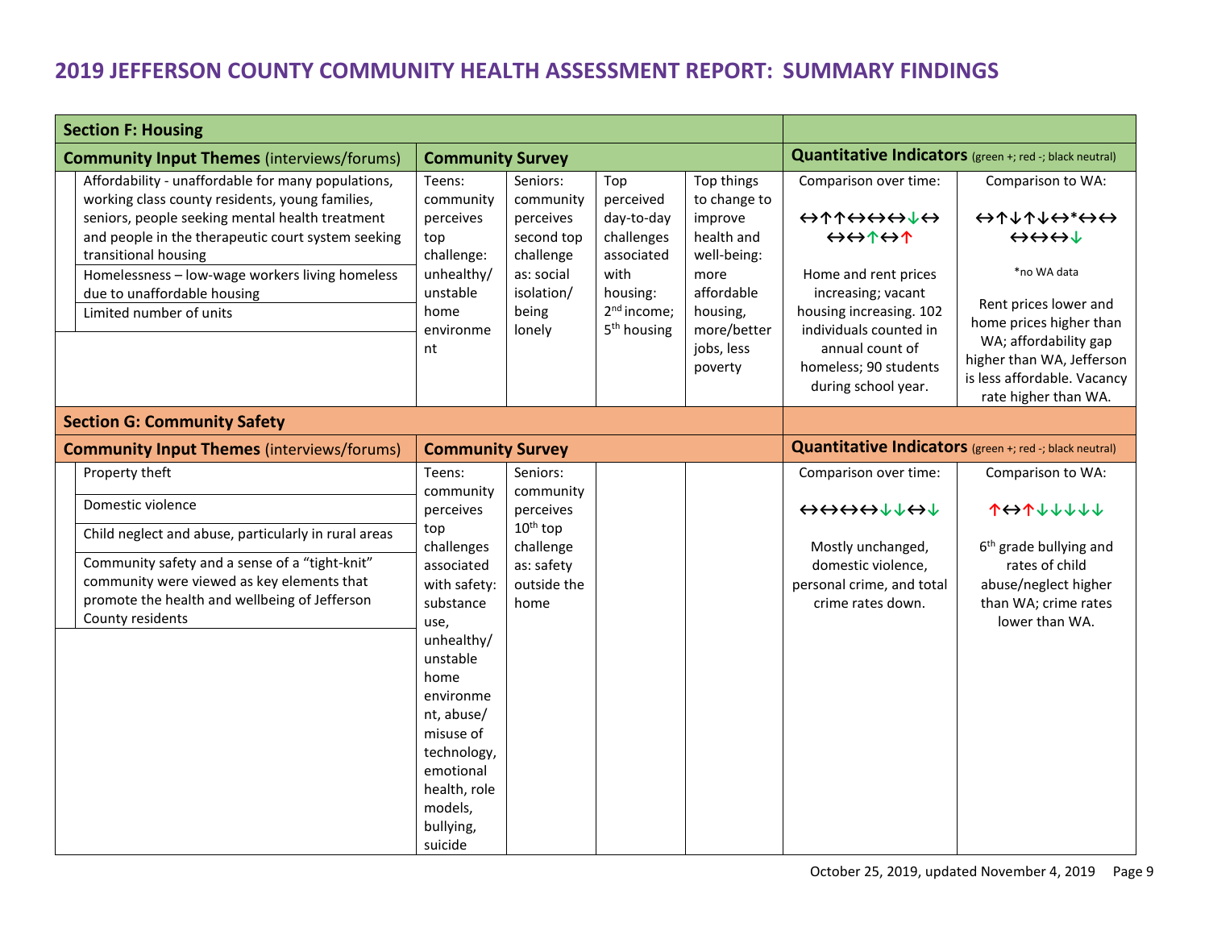# 2019 JEFFERSON COUNTY COMMUNITY HEALTH ASSESSMENT REPORT: SUMMARY FINDINGS

| Section F: Housing | | | | | | |
|---|---|---|---|---|---|---|
| **Community Input Themes** (interviews/forums) | **Community Survey** | | | | **Quantitative Indicators** (green +; red -; black neutral) | |
| Affordability - unaffordable for many populations, working class county residents, young families, seniors, people seeking mental health treatment and people in the therapeutic court system seeking transitional housing<br>Homelessness – low-wage workers living homeless due to unaffordable housing<br>Limited number of units | Teens: community perceives top challenge: unhealthy/ unstable home environment | Seniors: community perceives second top challenge as: social isolation/ being lonely | Top perceived day-to-day challenges associated with housing: 2nd income; 5th housing | Top things to change to improve health and well-being: more affordable housing, more/better jobs, less poverty | Comparison over time:<br>↔↑↑↔↔↔↓↔ ↔↔↑↔↑<br>Home and rent prices increasing; vacant housing increasing. 102 individuals counted in annual count of homeless; 90 students during school year. | Comparison to WA:<br>↔↑↓↑↓↔*↔↔ ↔↔↔↓<br>*no WA data<br>Rent prices lower and home prices higher than WA; affordability gap higher than WA, Jefferson is less affordable. Vacancy rate higher than WA. |

| Section G: Community Safety | | | | | | |
|---|---|---|---|---|---|---|
| **Community Input Themes** (interviews/forums) | **Community Survey** | | | | **Quantitative Indicators** (green +; red -; black neutral) | |
| Property theft<br>Domestic violence<br>Child neglect and abuse, particularly in rural areas<br>Community safety and a sense of a "tight-knit" community were viewed as key elements that promote the health and wellbeing of Jefferson County residents | Teens: community perceives top challenges associated with safety: substance use, unhealthy/ unstable home environment, abuse/ misuse of technology, emotional health, role models, bullying, suicide | Seniors: community perceives 10th top challenge as: safety outside the home | | | Comparison over time:<br>↔↔↔↔↓↓↔↓<br>Mostly unchanged, domestic violence, personal crime, and total crime rates down. | Comparison to WA:<br>↑↔↑↓↓↓↓↓<br>6th grade bullying and rates of child abuse/neglect higher than WA; crime rates lower than WA. |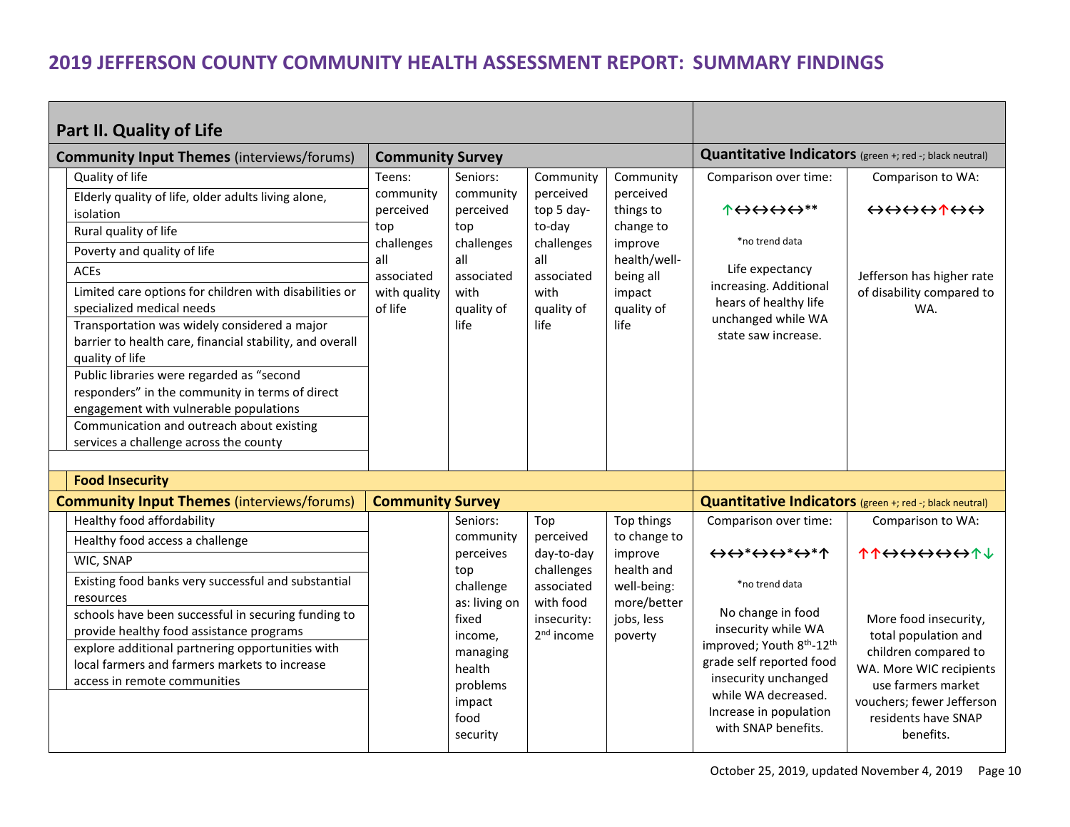## 2019 JEFFERSON COUNTY COMMUNITY HEALTH ASSESSMENT REPORT: SUMMARY FINDINGS

### Part II. Quality of Life

| Community Input Themes (interviews/forums) | Community Survey | | | | Quantitative Indicators (green +; red -; black neutral) | |
|---|---|---|---|---|---|---|
| Quality of life<br>Elderly quality of life, older adults living alone, isolation<br>Rural quality of life<br>Poverty and quality of life<br>ACEs<br>Limited care options for children with disabilities or specialized medical needs<br>Transportation was widely considered a major barrier to health care, financial stability, and overall quality of life<br>Public libraries were regarded as "second responders" in the community in terms of direct engagement with vulnerable populations<br>Communication and outreach about existing services a challenge across the county | Teens: community perceived top challenges all associated with quality of life | Seniors: community perceived top challenges all associated with quality of life | Community perceived top 5 day-to-day challenges all associated with quality of life | Community perceived things to change to improve health/well-being all impact quality of life | Comparison over time:<br><br>↑↔↔↔↔**<br><br>*no trend data<br><br>Life expectancy increasing. Additional hears of healthy life unchanged while WA state saw increase. | Comparison to WA:<br><br>↔↔↔↔↔↑↔↔<br><br>Jefferson has higher rate of disability compared to WA. |

### Food Insecurity

| Community Input Themes (interviews/forums) | Community Survey | | | | Quantitative Indicators (green +; red -; black neutral) | |
|---|---|---|---|---|---|---|
| Healthy food affordability<br>Healthy food access a challenge<br>WIC, SNAP<br>Existing food banks very successful and substantial resources<br>schools have been successful in securing funding to provide healthy food assistance programs<br>explore additional partnering opportunities with local farmers and farmers markets to increase access in remote communities | | Seniors: community perceives top challenge as: living on fixed income, managing health problems impact food security | Top perceived day-to-day challenges associated with food insecurity: 2nd income | Top things to change to improve health and well-being: more/better jobs, less poverty | Comparison over time:<br><br>↔↔*↔↔*↔*↑<br><br>*no trend data<br><br>No change in food insecurity while WA improved; Youth 8th-12th grade self reported food insecurity unchanged while WA decreased. Increase in population with SNAP benefits. | Comparison to WA:<br><br>↑↑↔↔↔↔↔↑↓<br><br>More food insecurity, total population and children compared to WA. More WIC recipients use farmers market vouchers; fewer Jefferson residents have SNAP benefits. |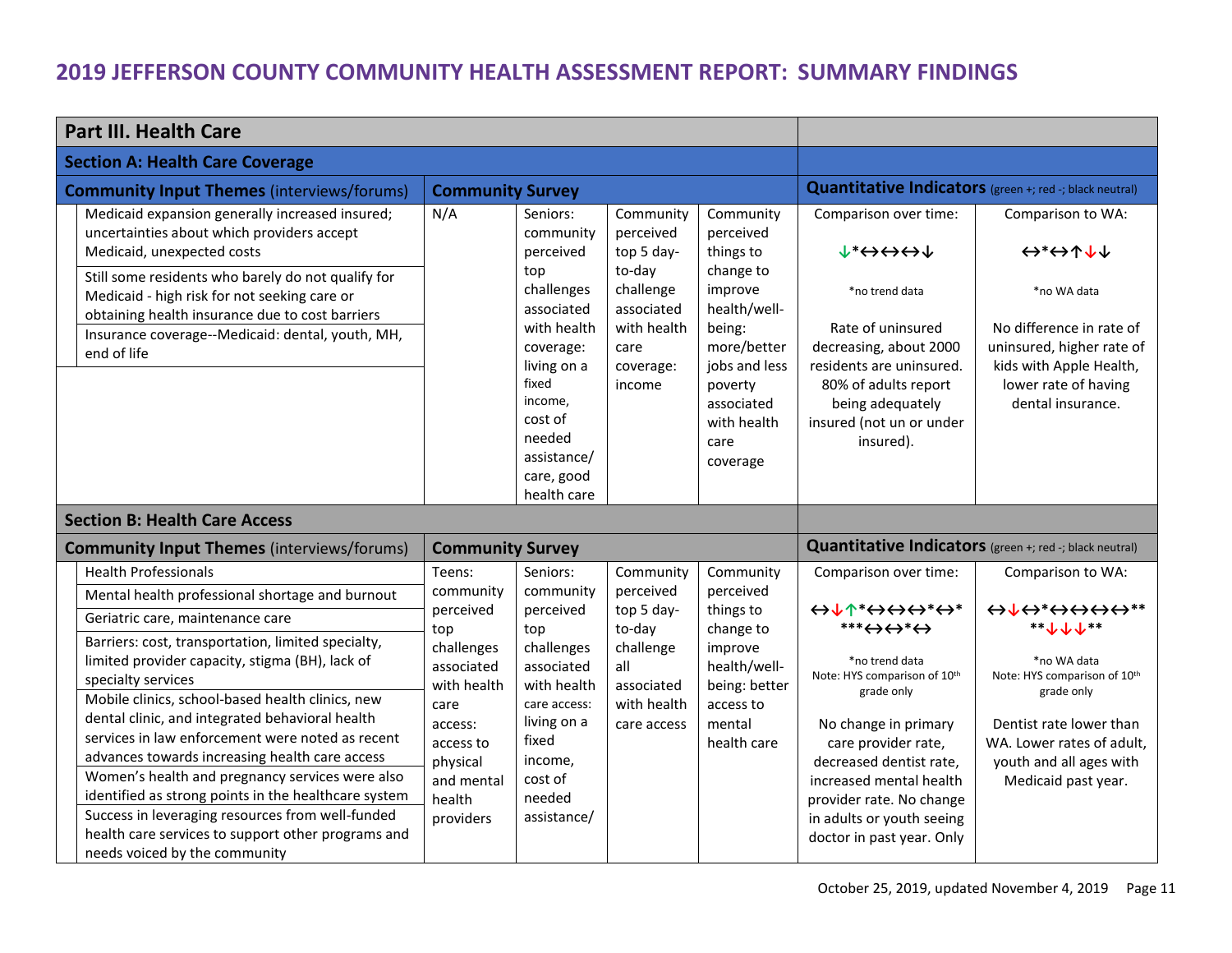# 2019 JEFFERSON COUNTY COMMUNITY HEALTH ASSESSMENT REPORT: SUMMARY FINDINGS

| **Part III. Health Care** | | | | | | |
|---|---|---|---|---|---|---|
| **Section A: Health Care Coverage** | | | | | | |
| **Community Input Themes** (interviews/forums) | **Community Survey** | | | | **Quantitative Indicators** (green +; red -; black neutral) | |
| Medicaid expansion generally increased insured; uncertainties about which providers accept Medicaid, unexpected costs<br>Still some residents who barely do not qualify for Medicaid - high risk for not seeking care or obtaining health insurance due to cost barriers<br>Insurance coverage--Medicaid: dental, youth, MH, end of life | N/A | Seniors: community perceived top challenges associated with health coverage: living on a fixed income, cost of needed assistance/ care, good health care | Community perceived top 5 day-to-day challenge associated with health care coverage: income | Community perceived things to change to improve health/well-being: more/better jobs and less poverty associated with health care coverage | Comparison over time:<br>↓*↔↔↔↓<br>*no trend data<br>Rate of uninsured decreasing, about 2000 residents are uninsured. 80% of adults report being adequately insured (not un or under insured). | Comparison to WA:<br>↔*↔↑↓↓<br>*no WA data<br>No difference in rate of uninsured, higher rate of kids with Apple Health, lower rate of having dental insurance. |
| **Section B: Health Care Access** | | | | | | |
| **Community Input Themes** (interviews/forums) | **Community Survey** | | | | **Quantitative Indicators** (green +; red -; black neutral) | |
| Health Professionals<br>Mental health professional shortage and burnout<br>Geriatric care, maintenance care<br>Barriers: cost, transportation, limited specialty, limited provider capacity, stigma (BH), lack of specialty services<br>Mobile clinics, school-based health clinics, new dental clinic, and integrated behavioral health services in law enforcement were noted as recent advances towards increasing health care access<br>Women's health and pregnancy services were also identified as strong points in the healthcare system<br>Success in leveraging resources from well-funded health care services to support other programs and needs voiced by the community | Teens: community perceived top challenges associated with health care access: access to physical and mental health providers | Seniors: community perceived top challenges associated with health care access: living on a fixed income, cost of needed assistance/ | Community perceived top 5 day-to-day challenge all associated with health care access | Community perceived things to change to improve health/well-being: better access to mental health care | Comparison over time:<br>↔↓↑*↔↔↔*↔* ***↔↔*↔<br>*no trend data<br>Note: HYS comparison of 10th grade only<br>No change in primary care provider rate, decreased dentist rate, increased mental health provider rate. No change in adults or youth seeing doctor in past year. Only | Comparison to WA:<br>↔↓↔*↔↔↔↔** **↓↓↓**<br>*no WA data<br>Note: HYS comparison of 10th grade only<br>Dentist rate lower than WA. Lower rates of adult, youth and all ages with Medicaid past year. |

October 25, 2019, updated November 4, 2019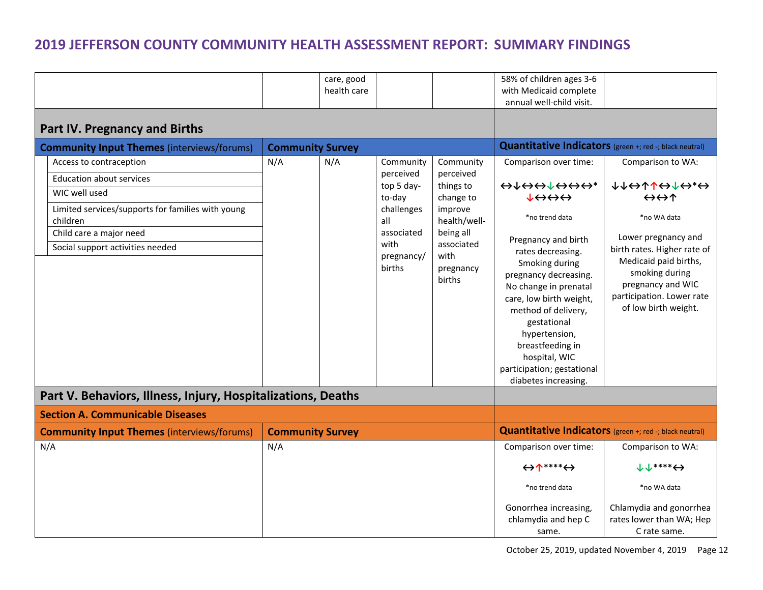| | | care, good health care | | | 58% of children ages 3-6 with Medicaid complete annual well-child visit. | |
|---|---|---|---|---|---|---|

## Part IV. Pregnancy and Births

| **Community Input Themes** (interviews/forums) | **Community Survey** | | | | **Quantitative Indicators** (green +; red -; black neutral) | |
|---|---|---|---|---|---|---|
| Access to contraception<br>Education about services<br>WIC well used<br>Limited services/supports for families with young children<br>Child care a major need<br>Social support activities needed | N/A | N/A | Community perceived top 5 day-to-day challenges all associated with pregnancy/ births | Community perceived things to change to improve health/well-being all associated with pregnancy births | Comparison over time:<br><br>↔↓↔↔↓↔↔↔*↓↔↔↔<br><br>*no trend data<br><br>Pregnancy and birth rates decreasing. Smoking during pregnancy decreasing. No change in prenatal care, low birth weight, method of delivery, gestational hypertension, breastfeeding in hospital, WIC participation; gestational diabetes increasing. | Comparison to WA:<br><br>↓↓↔↑↑↔↓↔*↔↔↔↑<br><br>*no WA data<br><br>Lower pregnancy and birth rates. Higher rate of Medicaid paid births, smoking during pregnancy and WIC participation. Lower rate of low birth weight. |

## Part V. Behaviors, Illness, Injury, Hospitalizations, Deaths

### Section A. Communicable Diseases

| **Community Input Themes** (interviews/forums) | **Community Survey** | **Quantitative Indicators** (green +; red -; black neutral) | |
|---|---|---|---|
| N/A | N/A | Comparison over time:<br><br>↔↑****↔<br><br>*no trend data<br><br>Gonorrhea increasing, chlamydia and hep C same. | Comparison to WA:<br><br>↓↓****↔<br><br>*no WA data<br><br>Chlamydia and gonorrhea rates lower than WA; Hep C rate same. |

October 25, 2019, updated November 4, 2019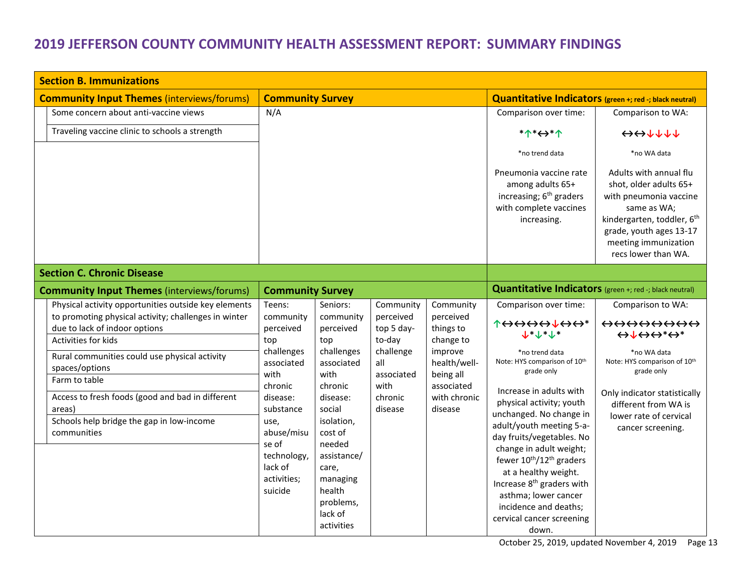# 2019 JEFFERSON COUNTY COMMUNITY HEALTH ASSESSMENT REPORT: SUMMARY FINDINGS

## Section B. Immunizations

| Community Input Themes (interviews/forums) | Community Survey | Quantitative Indicators (green +; red -; black neutral) | |
|---|---|---|---|
| Some concern about anti-vaccine views<br>Traveling vaccine clinic to schools a strength | N/A | Comparison over time:<br><br>*↑*↔*↑<br><br>*no trend data<br><br>Pneumonia vaccine rate among adults 65+ increasing; 6th graders with complete vaccines increasing. | Comparison to WA:<br><br>↔↔↓↓↓↓<br><br>*no WA data<br><br>Adults with annual flu shot, older adults 65+ with pneumonia vaccine same as WA; kindergarten, toddler, 6th grade, youth ages 13-17 meeting immunization recs lower than WA. |

## Section C. Chronic Disease

| Community Input Themes (interviews/forums) | Community Survey | | | | Quantitative Indicators (green +; red -; black neutral) | |
|---|---|---|---|---|---|---|
| Physical activity opportunities outside key elements to promoting physical activity; challenges in winter due to lack of indoor options<br>Activities for kids<br>Rural communities could use physical activity spaces/options<br>Farm to table<br>Access to fresh foods (good and bad in different areas)<br>Schools help bridge the gap in low-income communities | Teens: community perceived top challenges associated with chronic disease: substance use, abuse/misuse of technology, lack of activities; suicide | Seniors: community perceived top challenges associated with chronic disease: social isolation, cost of needed assistance/care, managing health problems, lack of activities | Community perceived top 5 day-to-day challenge all associated with chronic disease | Community perceived things to change to improve health/well-being all associated with chronic disease | Comparison over time:<br><br>↑↔↔↔↔↓↔↔*<br>↓*↓*↓*<br><br>*no trend data<br>Note: HYS comparison of 10th grade only<br><br>Increase in adults with physical activity; youth unchanged. No change in adult/youth meeting 5-a-day fruits/vegetables. No change in adult weight; fewer 10th/12th graders at a healthy weight. Increase 8th graders with asthma; lower cancer incidence and deaths; cervical cancer screening down. | Comparison to WA:<br><br>↔↔↔↔↔↔↔↔↔<br>↔↓↔↔*↔*<br><br>*no WA data<br>Note: HYS comparison of 10th grade only<br><br>Only indicator statistically different from WA is lower rate of cervical cancer screening. |

October 25, 2019, updated November 4, 2019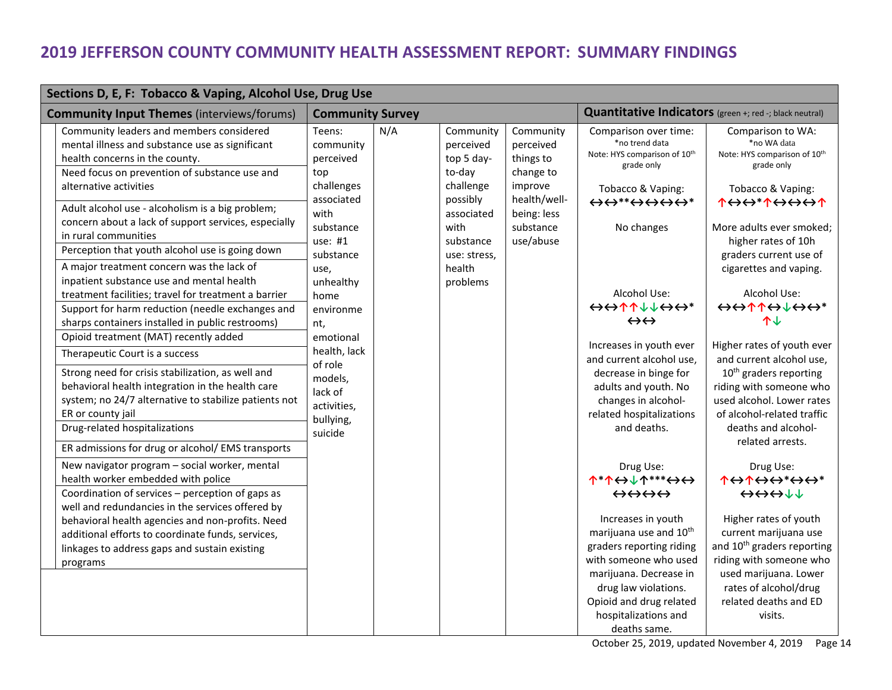# 2019 JEFFERSON COUNTY COMMUNITY HEALTH ASSESSMENT REPORT: SUMMARY FINDINGS

| Sections D, E, F: Tobacco & Vaping, Alcohol Use, Drug Use | | | | | | |
|---|---|---|---|---|---|---|
| **Community Input Themes** (interviews/forums) | **Community Survey** | | | | **Quantitative Indicators** (green +; red -; black neutral) | |
| Community leaders and members considered mental illness and substance use as significant health concerns in the county.<br>Need focus on prevention of substance use and alternative activities<br>Adult alcohol use - alcoholism is a big problem; concern about a lack of support services, especially in rural communities<br>Perception that youth alcohol use is going down<br>A major treatment concern was the lack of inpatient substance use and mental health treatment facilities; travel for treatment a barrier<br>Support for harm reduction (needle exchanges and sharps containers installed in public restrooms)<br>Opioid treatment (MAT) recently added<br>Therapeutic Court is a success<br>Strong need for crisis stabilization, as well and behavioral health integration in the health care system; no 24/7 alternative to stabilize patients not ER or county jail<br>Drug-related hospitalizations<br>ER admissions for drug or alcohol/ EMS transports<br>New navigator program – social worker, mental health worker embedded with police<br>Coordination of services – perception of gaps as well and redundancies in the services offered by behavioral health agencies and non-profits. Need additional efforts to coordinate funds, services, linkages to address gaps and sustain existing programs | Teens: community perceived top challenges associated with substance use: #1 substance use, unhealthy home environment, emotional health, lack of role models, lack of activities, bullying, suicide | N/A | Community perceived top 5 day-to-day challenge possibly associated with substance use: stress, health problems | Community perceived things to change to improve health/well-being: less substance use/abuse | Comparison over time:<br>*no trend data<br>Note: HYS comparison of 10th grade only<br><br>Tobacco & Vaping:<br>↔↔**↔↔↔↔*<br><br>No changes<br><br>Alcohol Use:<br>↔↔↑↑↓↓↔↔*<br>↔↔<br><br>Increases in youth ever and current alcohol use, decrease in binge for adults and youth. No changes in alcohol-related hospitalizations and deaths.<br><br>Drug Use:<br>↑*↑↔↓↑***↔↔<br>↔↔↔↔<br><br>Increases in youth marijuana use and 10th graders reporting riding with someone who used marijuana. Decrease in drug law violations. Opioid and drug related hospitalizations and deaths same. | Comparison to WA:<br>*no WA data<br>Note: HYS comparison of 10th grade only<br><br>Tobacco & Vaping:<br>↑↔↔*↑↔↔↔↑<br><br>More adults ever smoked; higher rates of 10h graders current use of cigarettes and vaping.<br><br>Alcohol Use:<br>↔↔↑↑↔↓↔↔*<br>↑↓<br><br>Higher rates of youth ever and current alcohol use, 10th graders reporting riding with someone who used alcohol. Lower rates of alcohol-related traffic deaths and alcohol-related arrests.<br><br>Drug Use:<br>↑↔↑↔↔*↔↔*<br>↔↔↔↓↓<br><br>Higher rates of youth current marijuana use and 10th graders reporting riding with someone who used marijuana. Lower rates of alcohol/drug related deaths and ED visits. |

October 25, 2019, updated November 4, 2019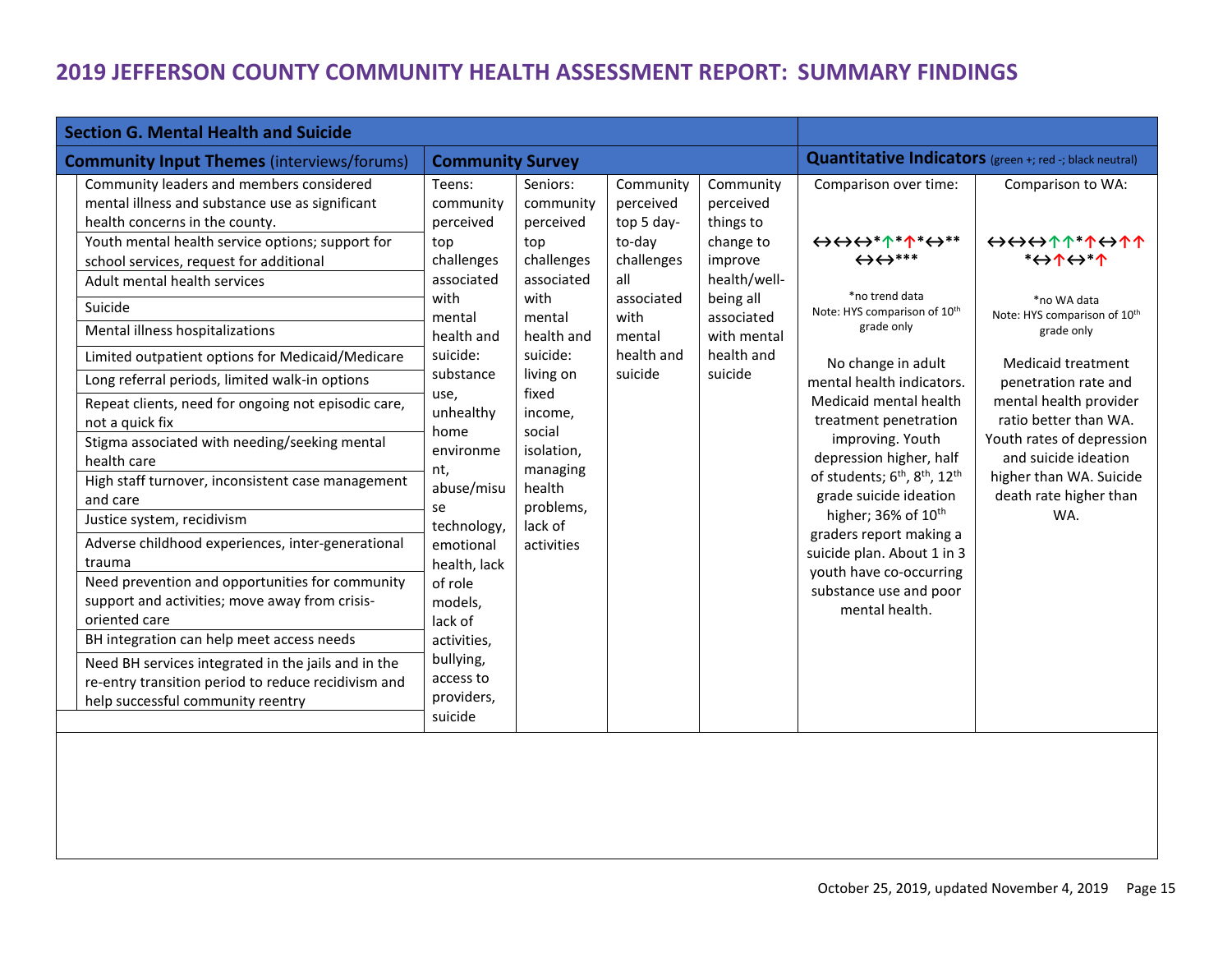# 2019 JEFFERSON COUNTY COMMUNITY HEALTH ASSESSMENT REPORT: SUMMARY FINDINGS

| **Section G. Mental Health and Suicide** | | | | | | |
|---|---|---|---|---|---|---|
| **Community Input Themes** (interviews/forums) | **Community Survey** | | | | **Quantitative Indicators** (green +; red -; black neutral) | |
| <ul><li>Community leaders and members considered mental illness and substance use as significant health concerns in the county.</li><li>Youth mental health service options; support for school services, request for additional</li><li>Adult mental health services</li><li>Suicide</li><li>Mental illness hospitalizations</li><li>Limited outpatient options for Medicaid/Medicare</li><li>Long referral periods, limited walk-in options</li><li>Repeat clients, need for ongoing not episodic care, not a quick fix</li><li>Stigma associated with needing/seeking mental health care</li><li>High staff turnover, inconsistent case management and care</li><li>Justice system, recidivism</li><li>Adverse childhood experiences, inter-generational trauma</li><li>Need prevention and opportunities for community support and activities; move away from crisis-oriented care</li><li>BH integration can help meet access needs</li><li>Need BH services integrated in the jails and in the re-entry transition period to reduce recidivism and help successful community reentry</li></ul> | Teens: community perceived top challenges associated with mental health and suicide: substance use, unhealthy home environment, abuse/misuse technology, emotional health, lack of role models, lack of activities, bullying, access to providers, suicide | Seniors: community perceived top challenges associated with mental health and suicide: living on fixed income, social isolation, managing health problems, lack of activities | Community perceived top 5 day-to-day challenges all associated with mental health and suicide | Community perceived things to change to improve health/well-being all associated with mental health and suicide | Comparison over time:<br><br>↔↔↔*↑*↑*↔** ↔↔***<br><br>*no trend data<br>Note: HYS comparison of 10th grade only<br><br>No change in adult mental health indicators. Medicaid mental health treatment penetration improving. Youth depression higher, half of students; 6th, 8th, 12th grade suicide ideation higher; 36% of 10th graders report making a suicide plan. About 1 in 3 youth have co-occurring substance use and poor mental health. | Comparison to WA:<br><br>↔↔↔↑↑*↑↔↑↑ *↔↑↔*↑<br><br>*no WA data<br>Note: HYS comparison of 10th grade only<br><br>Medicaid treatment penetration rate and mental health provider ratio better than WA. Youth rates of depression and suicide ideation higher than WA. Suicide death rate higher than WA. |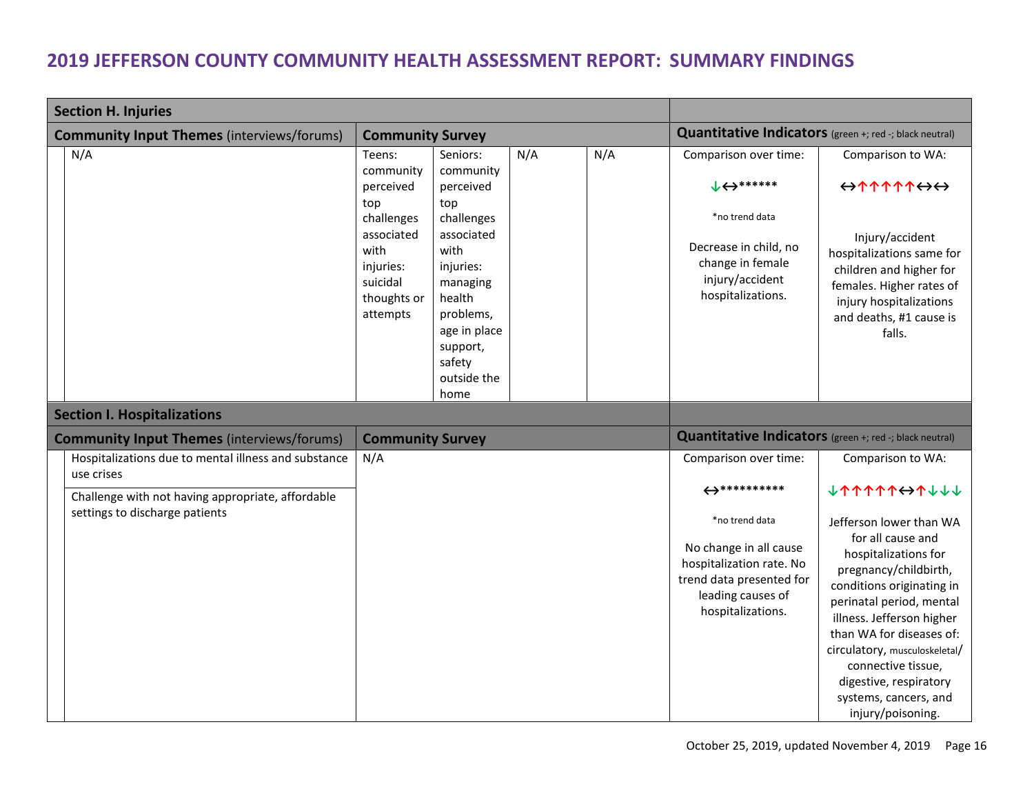# 2019 JEFFERSON COUNTY COMMUNITY HEALTH ASSESSMENT REPORT: SUMMARY FINDINGS

| **Section H. Injuries** | | | | | | |
|---|---|---|---|---|---|---|
| **Community Input Themes** (interviews/forums) | **Community Survey** | | | | **Quantitative Indicators** (green +; red -; black neutral) | |
| N/A | Teens: community perceived top challenges associated with injuries: suicidal thoughts or attempts | Seniors: community perceived top challenges associated with injuries: managing health problems, age in place support, safety outside the home | N/A | N/A | Comparison over time:<br><br>↓↔******<br><br>*no trend data<br><br>Decrease in child, no change in female injury/accident hospitalizations. | Comparison to WA:<br><br>↔↑↑↑↑↑↔↔<br><br>Injury/accident hospitalizations same for children and higher for females. Higher rates of injury hospitalizations and deaths, #1 cause is falls. |

| **Section I. Hospitalizations** | | | |
|---|---|---|---|
| **Community Input Themes** (interviews/forums) | **Community Survey** | **Quantitative Indicators** (green +; red -; black neutral) | |
| Hospitalizations due to mental illness and substance use crises<br><br>Challenge with not having appropriate, affordable settings to discharge patients | N/A | Comparison over time:<br><br>↔**********<br><br>*no trend data<br><br>No change in all cause hospitalization rate. No trend data presented for leading causes of hospitalizations. | Comparison to WA:<br><br>↓↑↑↑↑↑↔↑↓↓↓<br><br>Jefferson lower than WA for all cause and hospitalizations for pregnancy/childbirth, conditions originating in perinatal period, mental illness. Jefferson higher than WA for diseases of: circulatory, musculoskeletal/ connective tissue, digestive, respiratory systems, cancers, and injury/poisoning. |

October 25, 2019, updated November 4, 2019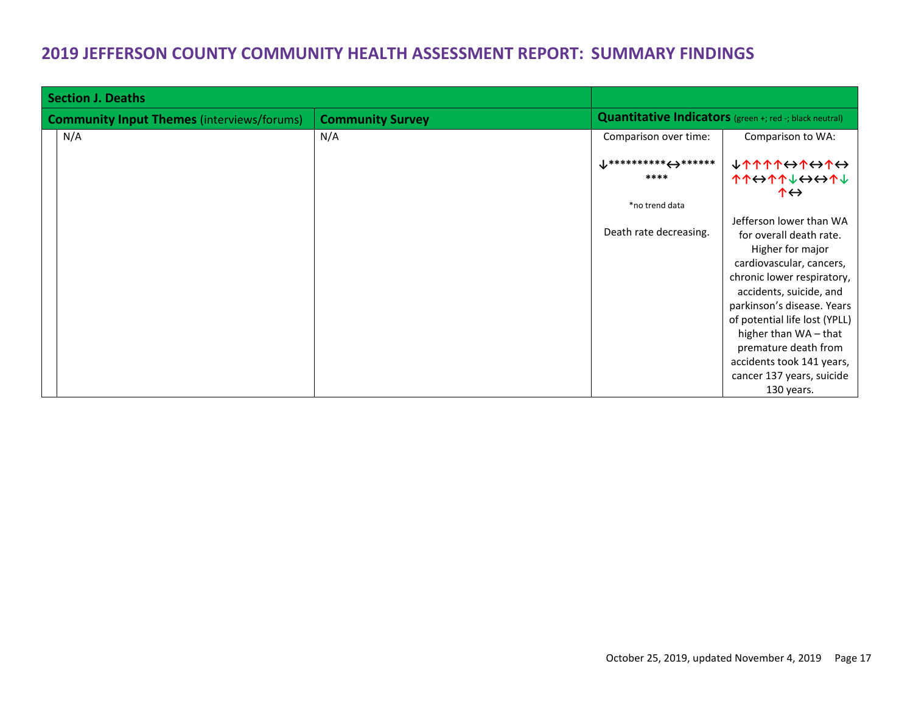# 2019 JEFFERSON COUNTY COMMUNITY HEALTH ASSESSMENT REPORT: SUMMARY FINDINGS

| **Section J. Deaths** | | | |
|---|---|---|---|
| **Community Input Themes** (interviews/forums) | **Community Survey** | **Quantitative Indicators** (green +; red -; black neutral) | |
| N/A | N/A | Comparison over time:<br><br>↓**********↔**********<br><br>*no trend data<br><br>Death rate decreasing. | Comparison to WA:<br><br>↓↑↑↑↑↔↑↔↑↔↑↑↔↑↑↓↔↔↑↓↑↔<br><br>Jefferson lower than WA for overall death rate. Higher for major cardiovascular, cancers, chronic lower respiratory, accidents, suicide, and parkinson's disease. Years of potential life lost (YPLL) higher than WA – that premature death from accidents took 141 years, cancer 137 years, suicide 130 years. |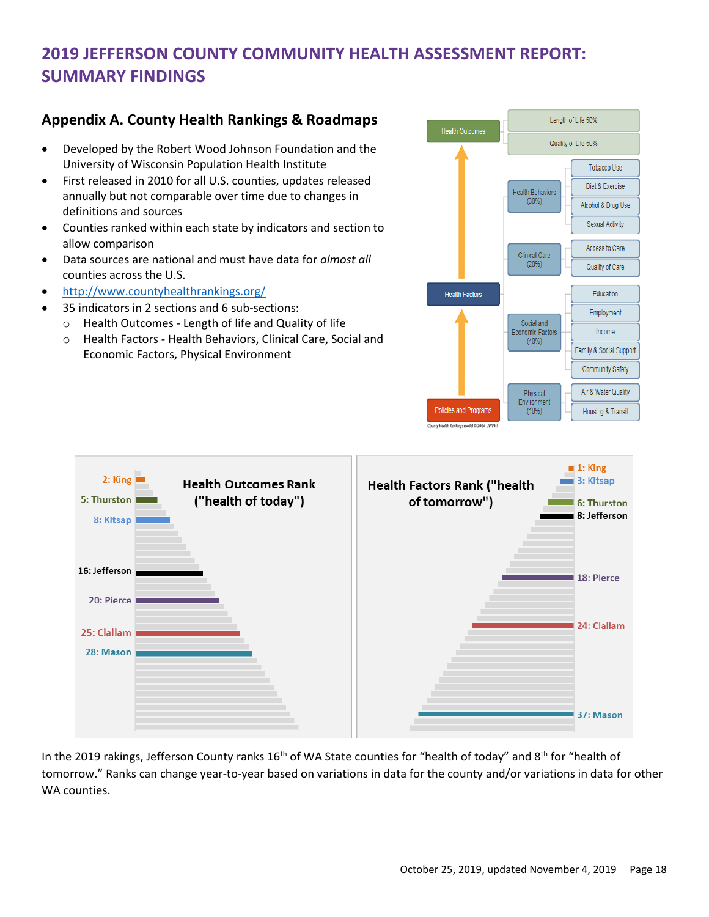# 2019 JEFFERSON COUNTY COMMUNITY HEALTH ASSESSMENT REPORT: SUMMARY FINDINGS

## Appendix A. County Health Rankings & Roadmaps

- Developed by the Robert Wood Johnson Foundation and the University of Wisconsin Population Health Institute
- First released in 2010 for all U.S. counties, updates released annually but not comparable over time due to changes in definitions and sources
- Counties ranked within each state by indicators and section to allow comparison
- Data sources are national and must have data for *almost all* counties across the U.S.
- http://www.countyhealthrankings.org/
- 35 indicators in 2 sections and 6 sub-sections:
  - Health Outcomes - Length of life and Quality of life
  - Health Factors - Health Behaviors, Clinical Care, Social and Economic Factors, Physical Environment

Health Outcomes
Length of Life 50%
Quality of Life 50%
Health Factors
Health Behaviors (30%)
Tobacco Use
Diet & Exercise
Alcohol & Drug Use
Sexual Activity
Clinical Care (20%)
Access to Care
Quality of Care
Social and Economic Factors (40%)
Education
Employment
Income
Family & Social Support
Community Safety
Physical Environment (10%)
Air & Water Quality
Housing & Transit
Policies and Programs
County Health Rankings model © 2014 UWPHI

Health Outcomes Rank ("health of today")
2: King
5: Thurston
8: Kitsap
16: Jefferson
20: Pierce
25: Clallam
28: Mason

Health Factors Rank ("health of tomorrow")
1: King
3: Kitsap
6: Thurston
8: Jefferson
18: Pierce
24: Clallam
37: Mason

In the 2019 rakings, Jefferson County ranks 16th of WA State counties for "health of today" and 8th for "health of tomorrow." Ranks can change year-to-year based on variations in data for the county and/or variations in data for other WA counties.